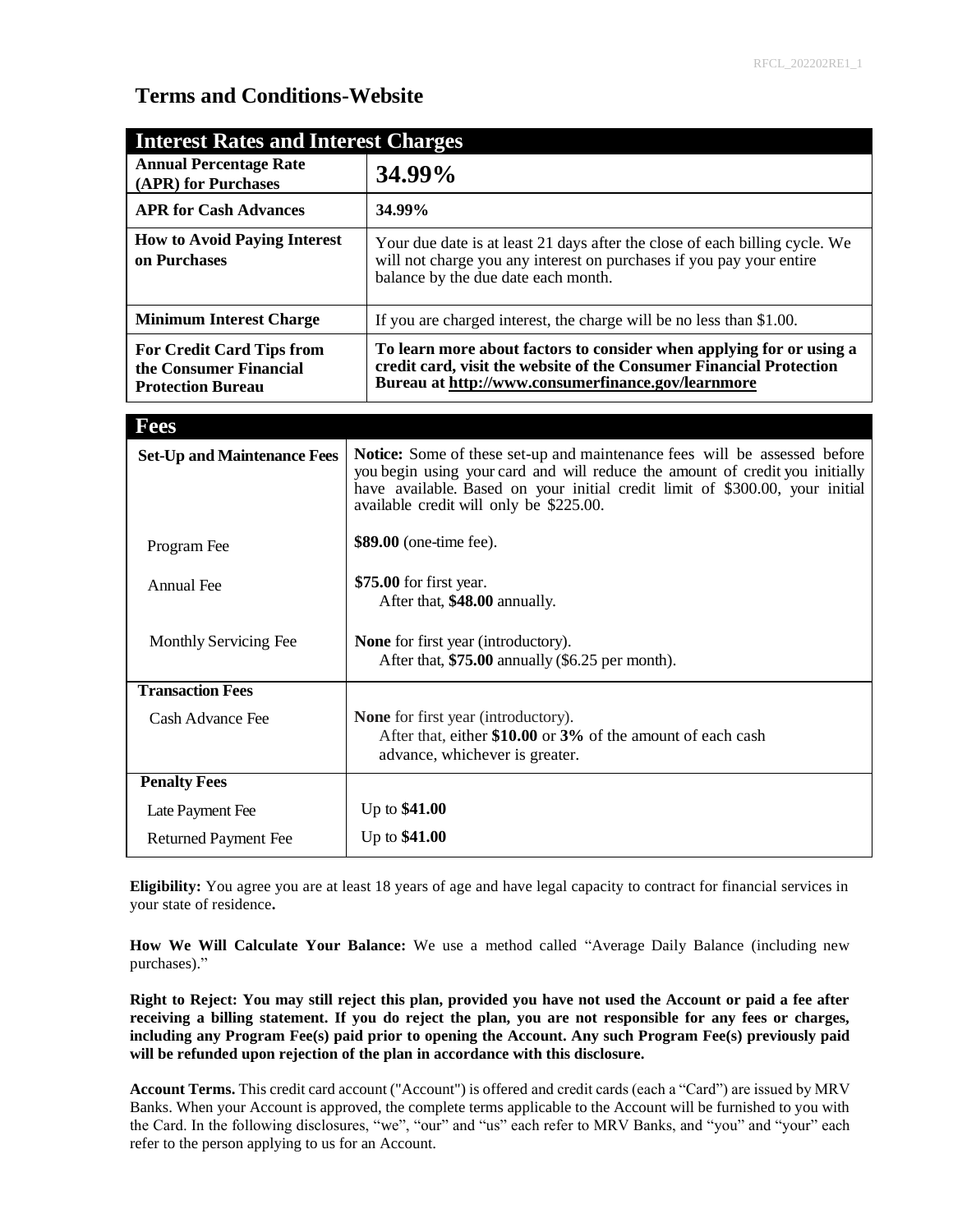# Terms and Conditions-Website

| Interest Rates and Interest Charges | |
|---|---|
| **Annual Percentage Rate (APR) for Purchases** | **34.99%** |
| **APR for Cash Advances** | **34.99%** |
| **How to Avoid Paying Interest on Purchases** | Your due date is at least 21 days after the close of each billing cycle. We will not charge you any interest on purchases if you pay your entire balance by the due date each month. |
| **Minimum Interest Charge** | If you are charged interest, the charge will be no less than $1.00. |
| **For Credit Card Tips from the Consumer Financial Protection Bureau** | **To learn more about factors to consider when applying for or using a credit card, visit the website of the Consumer Financial Protection Bureau at http://www.consumerfinance.gov/learnmore** |

| Fees | |
|---|---|
| **Set-Up and Maintenance Fees** | **Notice:** Some of these set-up and maintenance fees will be assessed before you begin using your card and will reduce the amount of credit you initially have available. Based on your initial credit limit of $300.00, your initial available credit will only be $225.00. |
| Program Fee | **$89.00** (one-time fee). |
| Annual Fee | **$75.00** for first year. After that, **$48.00** annually. |
| Monthly Servicing Fee | **None** for first year (introductory). After that, **$75.00** annually ($6.25 per month). |
| **Transaction Fees** | |
| Cash Advance Fee | **None** for first year (introductory). After that, either **$10.00** or **3%** of the amount of each cash advance, whichever is greater. |
| **Penalty Fees** | |
| Late Payment Fee | Up to **$41.00** |
| Returned Payment Fee | Up to **$41.00** |

**Eligibility:** You agree you are at least 18 years of age and have legal capacity to contract for financial services in your state of residence**.**

**How We Will Calculate Your Balance:** We use a method called "Average Daily Balance (including new purchases)."

**Right to Reject: You may still reject this plan, provided you have not used the Account or paid a fee after receiving a billing statement. If you do reject the plan, you are not responsible for any fees or charges, including any Program Fee(s) paid prior to opening the Account. Any such Program Fee(s) previously paid will be refunded upon rejection of the plan in accordance with this disclosure.**

**Account Terms.** This credit card account ("Account") is offered and credit cards (each a "Card") are issued by MRV Banks. When your Account is approved, the complete terms applicable to the Account will be furnished to you with the Card. In the following disclosures, "we", "our" and "us" each refer to MRV Banks, and "you" and "your" each refer to the person applying to us for an Account.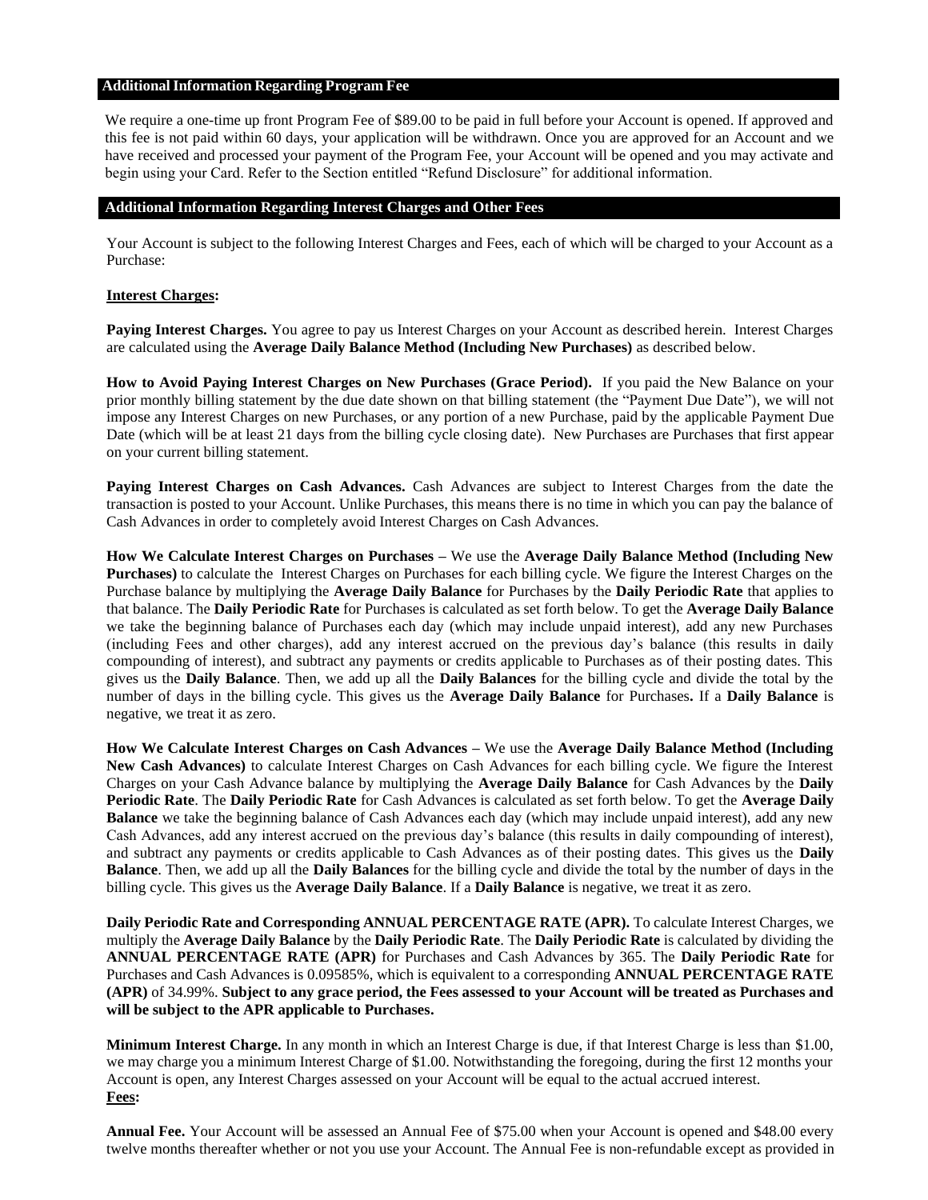## Additional Information Regarding Program Fee

We require a one-time up front Program Fee of $89.00 to be paid in full before your Account is opened. If approved and this fee is not paid within 60 days, your application will be withdrawn. Once you are approved for an Account and we have received and processed your payment of the Program Fee, your Account will be opened and you may activate and begin using your Card. Refer to the Section entitled "Refund Disclosure" for additional information.

## Additional Information Regarding Interest Charges and Other Fees

Your Account is subject to the following Interest Charges and Fees, each of which will be charged to your Account as a Purchase:

**Interest Charges:**

**Paying Interest Charges.** You agree to pay us Interest Charges on your Account as described herein. Interest Charges are calculated using the **Average Daily Balance Method (Including New Purchases)** as described below.

**How to Avoid Paying Interest Charges on New Purchases (Grace Period).** If you paid the New Balance on your prior monthly billing statement by the due date shown on that billing statement (the "Payment Due Date"), we will not impose any Interest Charges on new Purchases, or any portion of a new Purchase, paid by the applicable Payment Due Date (which will be at least 21 days from the billing cycle closing date). New Purchases are Purchases that first appear on your current billing statement.

**Paying Interest Charges on Cash Advances.** Cash Advances are subject to Interest Charges from the date the transaction is posted to your Account. Unlike Purchases, this means there is no time in which you can pay the balance of Cash Advances in order to completely avoid Interest Charges on Cash Advances.

**How We Calculate Interest Charges on Purchases –** We use the **Average Daily Balance Method (Including New Purchases)** to calculate the Interest Charges on Purchases for each billing cycle. We figure the Interest Charges on the Purchase balance by multiplying the **Average Daily Balance** for Purchases by the **Daily Periodic Rate** that applies to that balance. The **Daily Periodic Rate** for Purchases is calculated as set forth below. To get the **Average Daily Balance** we take the beginning balance of Purchases each day (which may include unpaid interest), add any new Purchases (including Fees and other charges), add any interest accrued on the previous day's balance (this results in daily compounding of interest), and subtract any payments or credits applicable to Purchases as of their posting dates. This gives us the **Daily Balance**. Then, we add up all the **Daily Balances** for the billing cycle and divide the total by the number of days in the billing cycle. This gives us the **Average Daily Balance** for Purchases**.** If a **Daily Balance** is negative, we treat it as zero.

**How We Calculate Interest Charges on Cash Advances –** We use the **Average Daily Balance Method (Including New Cash Advances)** to calculate Interest Charges on Cash Advances for each billing cycle. We figure the Interest Charges on your Cash Advance balance by multiplying the **Average Daily Balance** for Cash Advances by the **Daily Periodic Rate**. The **Daily Periodic Rate** for Cash Advances is calculated as set forth below. To get the **Average Daily Balance** we take the beginning balance of Cash Advances each day (which may include unpaid interest), add any new Cash Advances, add any interest accrued on the previous day's balance (this results in daily compounding of interest), and subtract any payments or credits applicable to Cash Advances as of their posting dates. This gives us the **Daily Balance**. Then, we add up all the **Daily Balances** for the billing cycle and divide the total by the number of days in the billing cycle. This gives us the **Average Daily Balance**. If a **Daily Balance** is negative, we treat it as zero.

**Daily Periodic Rate and Corresponding ANNUAL PERCENTAGE RATE (APR).** To calculate Interest Charges, we multiply the **Average Daily Balance** by the **Daily Periodic Rate**. The **Daily Periodic Rate** is calculated by dividing the **ANNUAL PERCENTAGE RATE (APR)** for Purchases and Cash Advances by 365. The **Daily Periodic Rate** for Purchases and Cash Advances is 0.09585%, which is equivalent to a corresponding **ANNUAL PERCENTAGE RATE (APR)** of 34.99%. **Subject to any grace period, the Fees assessed to your Account will be treated as Purchases and will be subject to the APR applicable to Purchases.**

**Minimum Interest Charge.** In any month in which an Interest Charge is due, if that Interest Charge is less than $1.00, we may charge you a minimum Interest Charge of $1.00. Notwithstanding the foregoing, during the first 12 months your Account is open, any Interest Charges assessed on your Account will be equal to the actual accrued interest.

**Fees:**

**Annual Fee.** Your Account will be assessed an Annual Fee of $75.00 when your Account is opened and $48.00 every twelve months thereafter whether or not you use your Account. The Annual Fee is non-refundable except as provided in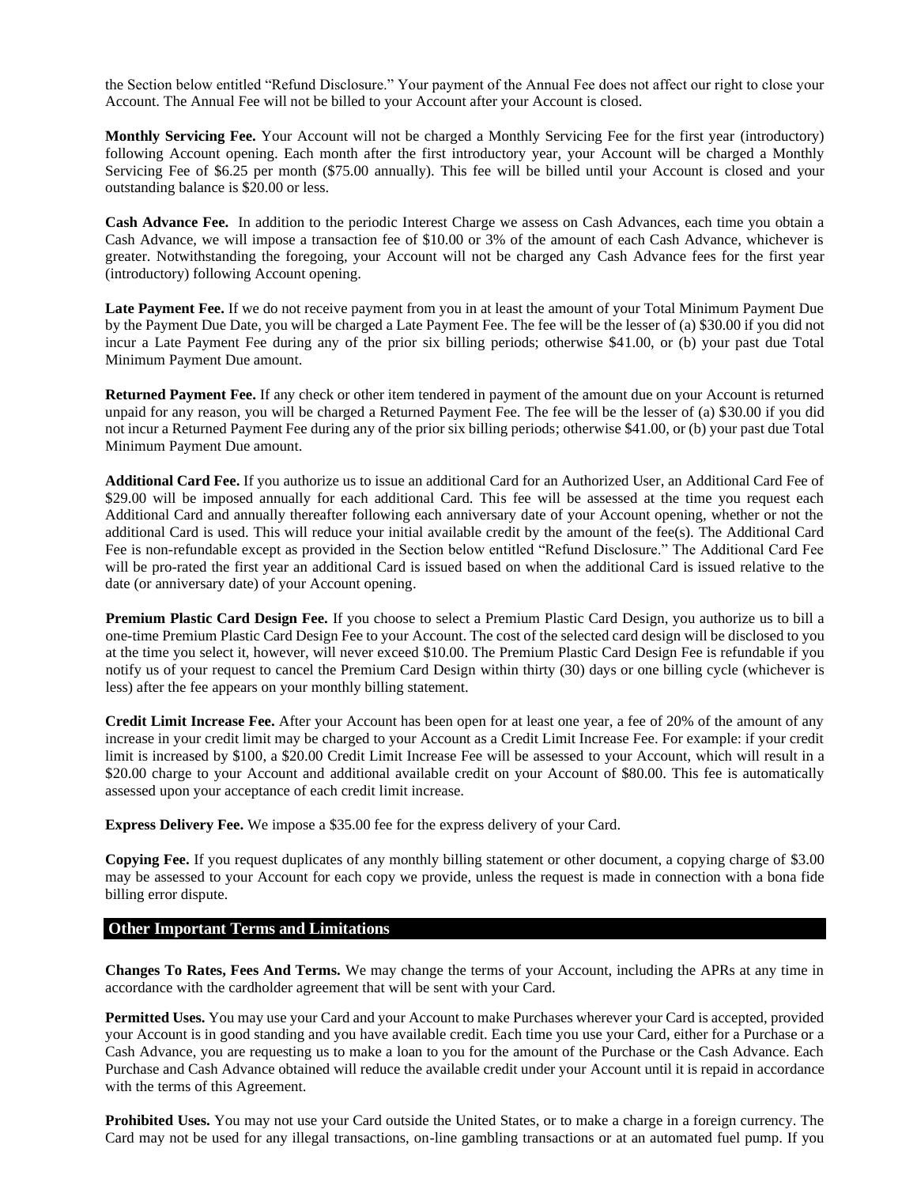the Section below entitled "Refund Disclosure." Your payment of the Annual Fee does not affect our right to close your Account. The Annual Fee will not be billed to your Account after your Account is closed.

**Monthly Servicing Fee.** Your Account will not be charged a Monthly Servicing Fee for the first year (introductory) following Account opening. Each month after the first introductory year, your Account will be charged a Monthly Servicing Fee of $6.25 per month ($75.00 annually). This fee will be billed until your Account is closed and your outstanding balance is $20.00 or less.

**Cash Advance Fee.** In addition to the periodic Interest Charge we assess on Cash Advances, each time you obtain a Cash Advance, we will impose a transaction fee of $10.00 or 3% of the amount of each Cash Advance, whichever is greater. Notwithstanding the foregoing, your Account will not be charged any Cash Advance fees for the first year (introductory) following Account opening.

**Late Payment Fee.** If we do not receive payment from you in at least the amount of your Total Minimum Payment Due by the Payment Due Date, you will be charged a Late Payment Fee. The fee will be the lesser of (a) $30.00 if you did not incur a Late Payment Fee during any of the prior six billing periods; otherwise $41.00, or (b) your past due Total Minimum Payment Due amount.

**Returned Payment Fee.** If any check or other item tendered in payment of the amount due on your Account is returned unpaid for any reason, you will be charged a Returned Payment Fee. The fee will be the lesser of (a) $30.00 if you did not incur a Returned Payment Fee during any of the prior six billing periods; otherwise $41.00, or (b) your past due Total Minimum Payment Due amount.

**Additional Card Fee.** If you authorize us to issue an additional Card for an Authorized User, an Additional Card Fee of $29.00 will be imposed annually for each additional Card. This fee will be assessed at the time you request each Additional Card and annually thereafter following each anniversary date of your Account opening, whether or not the additional Card is used. This will reduce your initial available credit by the amount of the fee(s). The Additional Card Fee is non-refundable except as provided in the Section below entitled "Refund Disclosure." The Additional Card Fee will be pro-rated the first year an additional Card is issued based on when the additional Card is issued relative to the date (or anniversary date) of your Account opening.

**Premium Plastic Card Design Fee.** If you choose to select a Premium Plastic Card Design, you authorize us to bill a one-time Premium Plastic Card Design Fee to your Account. The cost of the selected card design will be disclosed to you at the time you select it, however, will never exceed $10.00. The Premium Plastic Card Design Fee is refundable if you notify us of your request to cancel the Premium Card Design within thirty (30) days or one billing cycle (whichever is less) after the fee appears on your monthly billing statement.

**Credit Limit Increase Fee.** After your Account has been open for at least one year, a fee of 20% of the amount of any increase in your credit limit may be charged to your Account as a Credit Limit Increase Fee. For example: if your credit limit is increased by $100, a $20.00 Credit Limit Increase Fee will be assessed to your Account, which will result in a $20.00 charge to your Account and additional available credit on your Account of $80.00. This fee is automatically assessed upon your acceptance of each credit limit increase.

**Express Delivery Fee.** We impose a $35.00 fee for the express delivery of your Card.

**Copying Fee.** If you request duplicates of any monthly billing statement or other document, a copying charge of $3.00 may be assessed to your Account for each copy we provide, unless the request is made in connection with a bona fide billing error dispute.

## Other Important Terms and Limitations

**Changes To Rates, Fees And Terms.** We may change the terms of your Account, including the APRs at any time in accordance with the cardholder agreement that will be sent with your Card.

**Permitted Uses.** You may use your Card and your Account to make Purchases wherever your Card is accepted, provided your Account is in good standing and you have available credit. Each time you use your Card, either for a Purchase or a Cash Advance, you are requesting us to make a loan to you for the amount of the Purchase or the Cash Advance. Each Purchase and Cash Advance obtained will reduce the available credit under your Account until it is repaid in accordance with the terms of this Agreement.

**Prohibited Uses.** You may not use your Card outside the United States, or to make a charge in a foreign currency. The Card may not be used for any illegal transactions, on-line gambling transactions or at an automated fuel pump. If you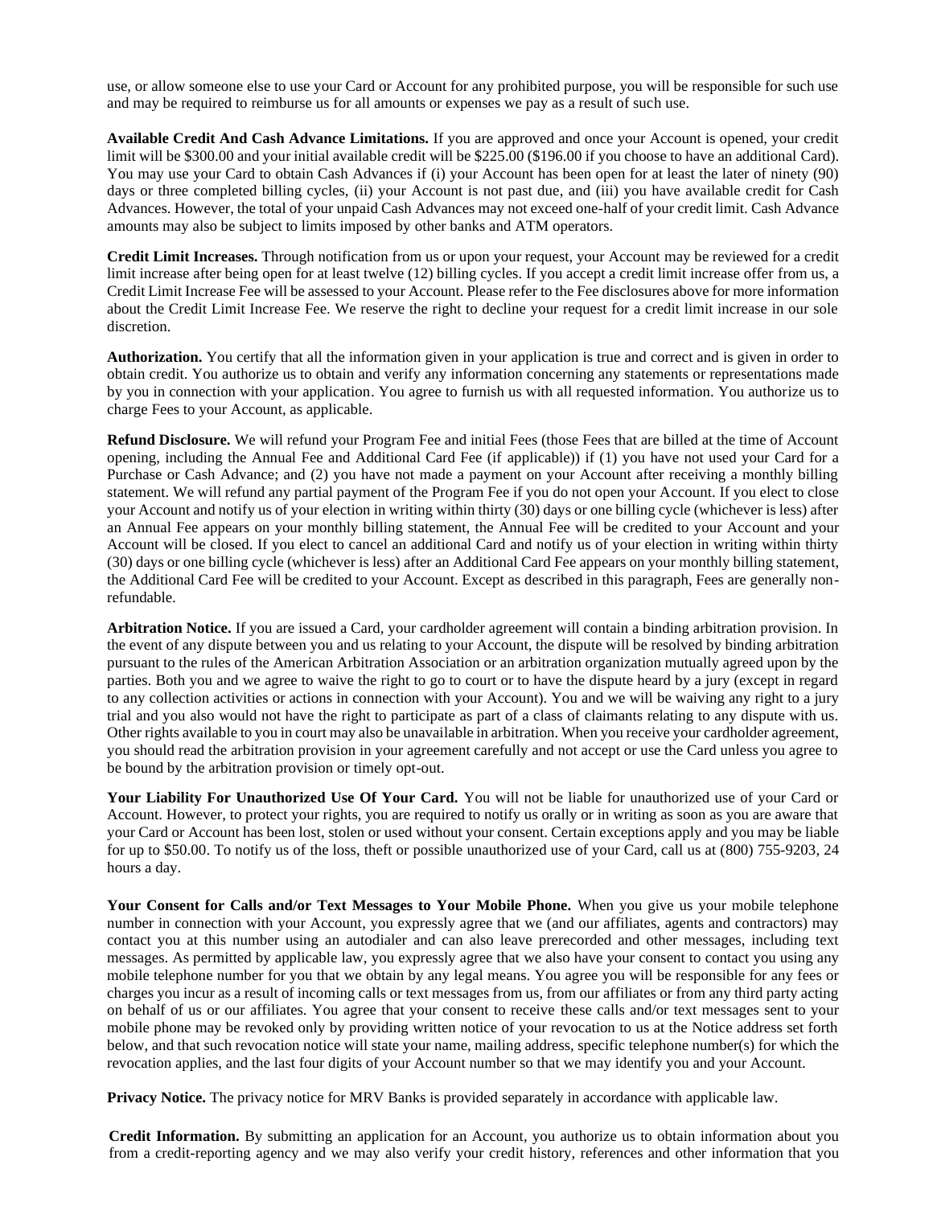use, or allow someone else to use your Card or Account for any prohibited purpose, you will be responsible for such use and may be required to reimburse us for all amounts or expenses we pay as a result of such use.

**Available Credit And Cash Advance Limitations.** If you are approved and once your Account is opened, your credit limit will be $300.00 and your initial available credit will be $225.00 ($196.00 if you choose to have an additional Card). You may use your Card to obtain Cash Advances if (i) your Account has been open for at least the later of ninety (90) days or three completed billing cycles, (ii) your Account is not past due, and (iii) you have available credit for Cash Advances. However, the total of your unpaid Cash Advances may not exceed one-half of your credit limit. Cash Advance amounts may also be subject to limits imposed by other banks and ATM operators.

**Credit Limit Increases.** Through notification from us or upon your request, your Account may be reviewed for a credit limit increase after being open for at least twelve (12) billing cycles. If you accept a credit limit increase offer from us, a Credit Limit Increase Fee will be assessed to your Account. Please refer to the Fee disclosures above for more information about the Credit Limit Increase Fee. We reserve the right to decline your request for a credit limit increase in our sole discretion.

**Authorization.** You certify that all the information given in your application is true and correct and is given in order to obtain credit. You authorize us to obtain and verify any information concerning any statements or representations made by you in connection with your application. You agree to furnish us with all requested information. You authorize us to charge Fees to your Account, as applicable.

**Refund Disclosure.** We will refund your Program Fee and initial Fees (those Fees that are billed at the time of Account opening, including the Annual Fee and Additional Card Fee (if applicable)) if (1) you have not used your Card for a Purchase or Cash Advance; and (2) you have not made a payment on your Account after receiving a monthly billing statement. We will refund any partial payment of the Program Fee if you do not open your Account. If you elect to close your Account and notify us of your election in writing within thirty (30) days or one billing cycle (whichever is less) after an Annual Fee appears on your monthly billing statement, the Annual Fee will be credited to your Account and your Account will be closed. If you elect to cancel an additional Card and notify us of your election in writing within thirty (30) days or one billing cycle (whichever is less) after an Additional Card Fee appears on your monthly billing statement, the Additional Card Fee will be credited to your Account. Except as described in this paragraph, Fees are generally non-refundable.

**Arbitration Notice.** If you are issued a Card, your cardholder agreement will contain a binding arbitration provision. In the event of any dispute between you and us relating to your Account, the dispute will be resolved by binding arbitration pursuant to the rules of the American Arbitration Association or an arbitration organization mutually agreed upon by the parties. Both you and we agree to waive the right to go to court or to have the dispute heard by a jury (except in regard to any collection activities or actions in connection with your Account). You and we will be waiving any right to a jury trial and you also would not have the right to participate as part of a class of claimants relating to any dispute with us. Other rights available to you in court may also be unavailable in arbitration. When you receive your cardholder agreement, you should read the arbitration provision in your agreement carefully and not accept or use the Card unless you agree to be bound by the arbitration provision or timely opt-out.

**Your Liability For Unauthorized Use Of Your Card.** You will not be liable for unauthorized use of your Card or Account. However, to protect your rights, you are required to notify us orally or in writing as soon as you are aware that your Card or Account has been lost, stolen or used without your consent. Certain exceptions apply and you may be liable for up to $50.00. To notify us of the loss, theft or possible unauthorized use of your Card, call us at (800) 755-9203, 24 hours a day.

**Your Consent for Calls and/or Text Messages to Your Mobile Phone.** When you give us your mobile telephone number in connection with your Account, you expressly agree that we (and our affiliates, agents and contractors) may contact you at this number using an autodialer and can also leave prerecorded and other messages, including text messages. As permitted by applicable law, you expressly agree that we also have your consent to contact you using any mobile telephone number for you that we obtain by any legal means. You agree you will be responsible for any fees or charges you incur as a result of incoming calls or text messages from us, from our affiliates or from any third party acting on behalf of us or our affiliates. You agree that your consent to receive these calls and/or text messages sent to your mobile phone may be revoked only by providing written notice of your revocation to us at the Notice address set forth below, and that such revocation notice will state your name, mailing address, specific telephone number(s) for which the revocation applies, and the last four digits of your Account number so that we may identify you and your Account.

**Privacy Notice.** The privacy notice for MRV Banks is provided separately in accordance with applicable law.

**Credit Information.** By submitting an application for an Account, you authorize us to obtain information about you from a credit-reporting agency and we may also verify your credit history, references and other information that you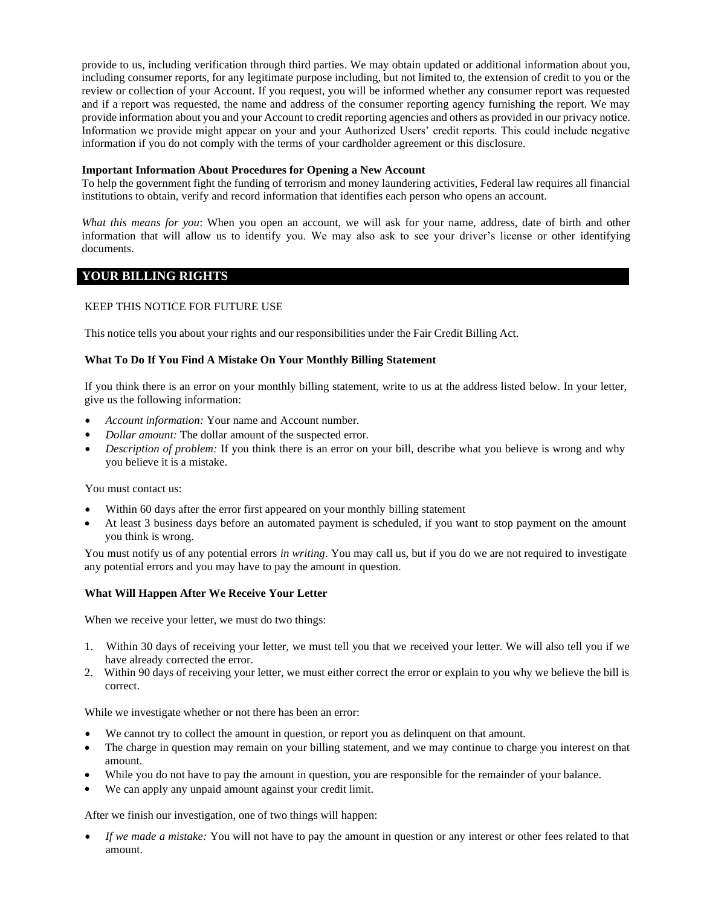provide to us, including verification through third parties. We may obtain updated or additional information about you, including consumer reports, for any legitimate purpose including, but not limited to, the extension of credit to you or the review or collection of your Account. If you request, you will be informed whether any consumer report was requested and if a report was requested, the name and address of the consumer reporting agency furnishing the report. We may provide information about you and your Account to credit reporting agencies and others as provided in our privacy notice. Information we provide might appear on your and your Authorized Users' credit reports. This could include negative information if you do not comply with the terms of your cardholder agreement or this disclosure.

**Important Information About Procedures for Opening a New Account**

To help the government fight the funding of terrorism and money laundering activities, Federal law requires all financial institutions to obtain, verify and record information that identifies each person who opens an account.

*What this means for you*: When you open an account, we will ask for your name, address, date of birth and other information that will allow us to identify you. We may also ask to see your driver's license or other identifying documents.

## YOUR BILLING RIGHTS

KEEP THIS NOTICE FOR FUTURE USE

This notice tells you about your rights and our responsibilities under the Fair Credit Billing Act.

**What To Do If You Find A Mistake On Your Monthly Billing Statement**

If you think there is an error on your monthly billing statement, write to us at the address listed below. In your letter, give us the following information:

- *Account information:* Your name and Account number.
- *Dollar amount:* The dollar amount of the suspected error.
- *Description of problem:* If you think there is an error on your bill, describe what you believe is wrong and why you believe it is a mistake.

You must contact us:

- Within 60 days after the error first appeared on your monthly billing statement
- At least 3 business days before an automated payment is scheduled, if you want to stop payment on the amount you think is wrong.

You must notify us of any potential errors *in writing*. You may call us, but if you do we are not required to investigate any potential errors and you may have to pay the amount in question.

**What Will Happen After We Receive Your Letter**

When we receive your letter, we must do two things:

1. Within 30 days of receiving your letter, we must tell you that we received your letter. We will also tell you if we have already corrected the error.
2. Within 90 days of receiving your letter, we must either correct the error or explain to you why we believe the bill is correct.

While we investigate whether or not there has been an error:

- We cannot try to collect the amount in question, or report you as delinquent on that amount.
- The charge in question may remain on your billing statement, and we may continue to charge you interest on that amount.
- While you do not have to pay the amount in question, you are responsible for the remainder of your balance.
- We can apply any unpaid amount against your credit limit.

After we finish our investigation, one of two things will happen:

- *If we made a mistake:* You will not have to pay the amount in question or any interest or other fees related to that amount.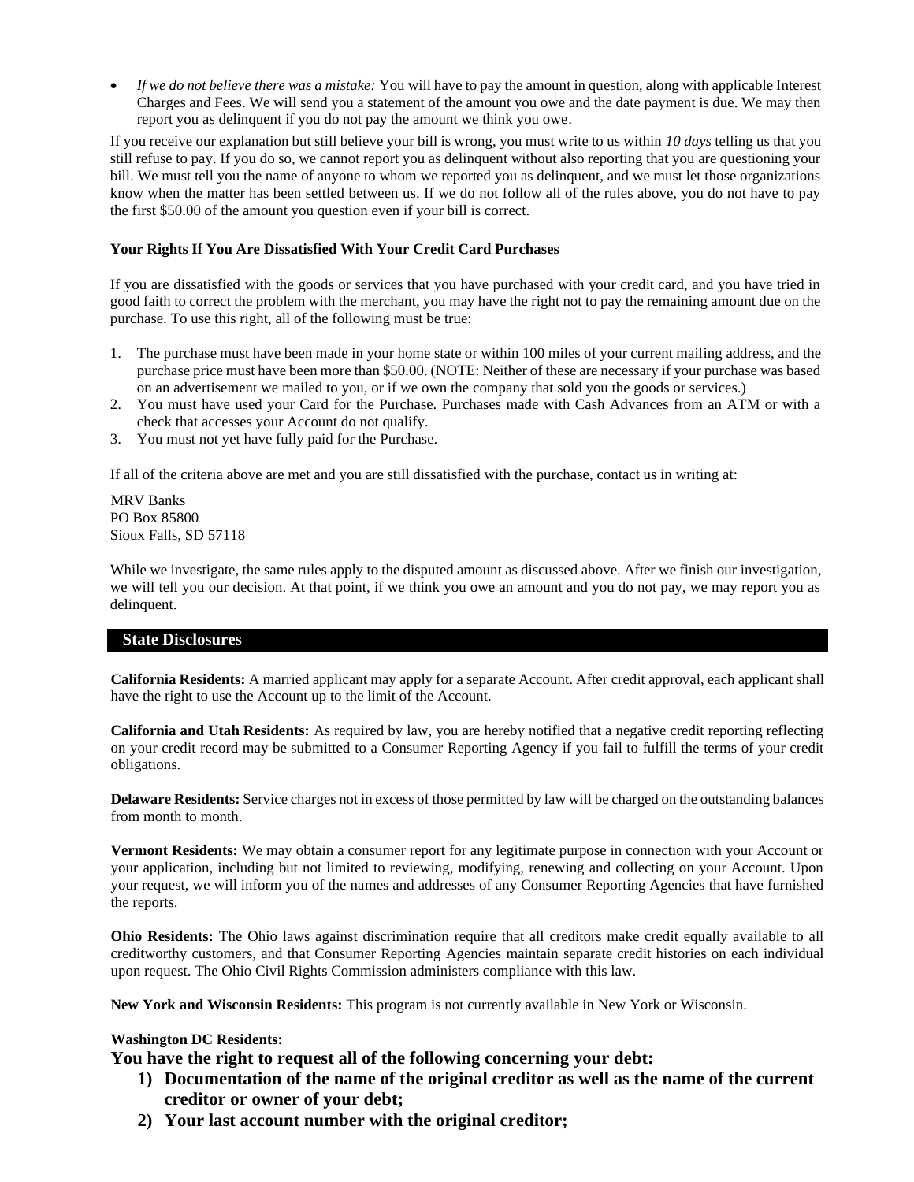- *If we do not believe there was a mistake:* You will have to pay the amount in question, along with applicable Interest Charges and Fees. We will send you a statement of the amount you owe and the date payment is due. We may then report you as delinquent if you do not pay the amount we think you owe.

If you receive our explanation but still believe your bill is wrong, you must write to us within *10 days* telling us that you still refuse to pay. If you do so, we cannot report you as delinquent without also reporting that you are questioning your bill. We must tell you the name of anyone to whom we reported you as delinquent, and we must let those organizations know when the matter has been settled between us. If we do not follow all of the rules above, you do not have to pay the first $50.00 of the amount you question even if your bill is correct.

**Your Rights If You Are Dissatisfied With Your Credit Card Purchases**

If you are dissatisfied with the goods or services that you have purchased with your credit card, and you have tried in good faith to correct the problem with the merchant, you may have the right not to pay the remaining amount due on the purchase. To use this right, all of the following must be true:

1. The purchase must have been made in your home state or within 100 miles of your current mailing address, and the purchase price must have been more than $50.00. (NOTE: Neither of these are necessary if your purchase was based on an advertisement we mailed to you, or if we own the company that sold you the goods or services.)
2. You must have used your Card for the Purchase. Purchases made with Cash Advances from an ATM or with a check that accesses your Account do not qualify.
3. You must not yet have fully paid for the Purchase.

If all of the criteria above are met and you are still dissatisfied with the purchase, contact us in writing at:

MRV Banks
PO Box 85800
Sioux Falls, SD 57118

While we investigate, the same rules apply to the disputed amount as discussed above. After we finish our investigation, we will tell you our decision. At that point, if we think you owe an amount and you do not pay, we may report you as delinquent.

## State Disclosures

**California Residents:** A married applicant may apply for a separate Account. After credit approval, each applicant shall have the right to use the Account up to the limit of the Account.

**California and Utah Residents:** As required by law, you are hereby notified that a negative credit reporting reflecting on your credit record may be submitted to a Consumer Reporting Agency if you fail to fulfill the terms of your credit obligations.

**Delaware Residents:** Service charges not in excess of those permitted by law will be charged on the outstanding balances from month to month.

**Vermont Residents:** We may obtain a consumer report for any legitimate purpose in connection with your Account or your application, including but not limited to reviewing, modifying, renewing and collecting on your Account. Upon your request, we will inform you of the names and addresses of any Consumer Reporting Agencies that have furnished the reports.

**Ohio Residents:** The Ohio laws against discrimination require that all creditors make credit equally available to all creditworthy customers, and that Consumer Reporting Agencies maintain separate credit histories on each individual upon request. The Ohio Civil Rights Commission administers compliance with this law.

**New York and Wisconsin Residents:** This program is not currently available in New York or Wisconsin.

**Washington DC Residents:**

**You have the right to request all of the following concerning your debt:**

1) **Documentation of the name of the original creditor as well as the name of the current creditor or owner of your debt;**
2) **Your last account number with the original creditor;**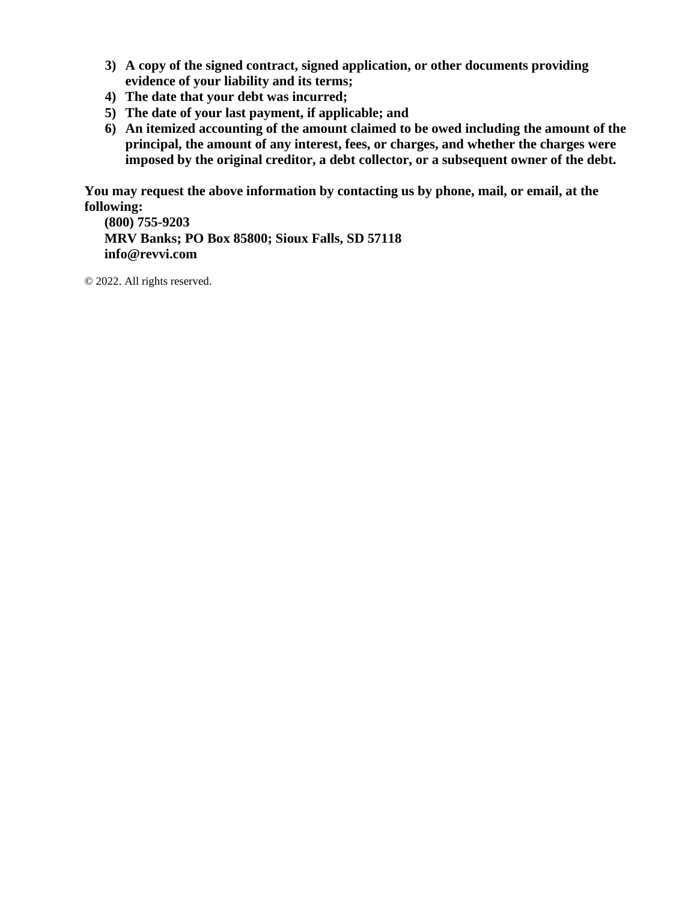3) **A copy of the signed contract, signed application, or other documents providing evidence of your liability and its terms;**
4) **The date that your debt was incurred;**
5) **The date of your last payment, if applicable; and**
6) **An itemized accounting of the amount claimed to be owed including the amount of the principal, the amount of any interest, fees, or charges, and whether the charges were imposed by the original creditor, a debt collector, or a subsequent owner of the debt.**

**You may request the above information by contacting us by phone, mail, or email, at the following:**

**(800) 755-9203**
**MRV Banks; PO Box 85800; Sioux Falls, SD 57118**
**info@revvi.com**

© 2022. All rights reserved.